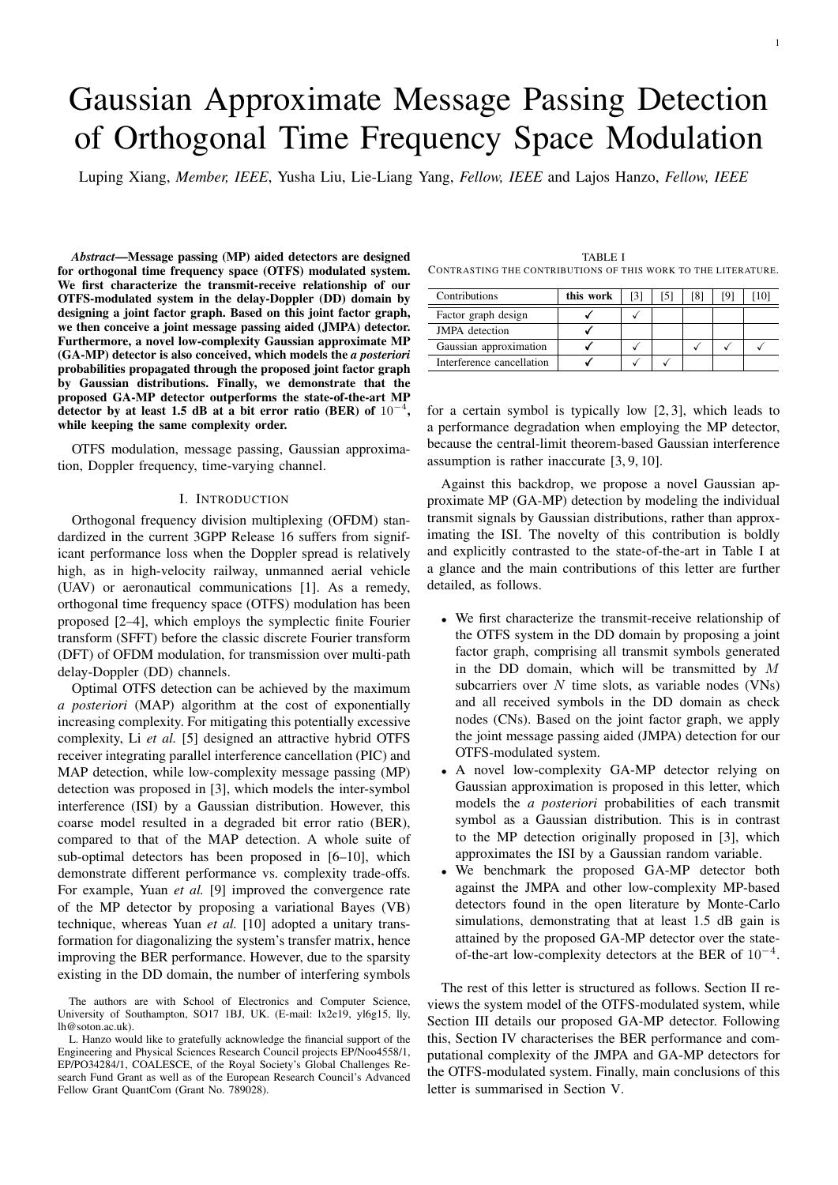# Gaussian Approximate Message Passing Detection of Orthogonal Time Frequency Space Modulation

Luping Xiang, *Member, IEEE*, Yusha Liu, Lie-Liang Yang, *Fellow, IEEE* and Lajos Hanzo, *Fellow, IEEE*

***Abstract*—Message passing (MP) aided detectors are designed for orthogonal time frequency space (OTFS) modulated system. We first characterize the transmit-receive relationship of our OTFS-modulated system in the delay-Doppler (DD) domain by designing a joint factor graph. Based on this joint factor graph, we then conceive a joint message passing aided (JMPA) detector. Furthermore, a novel low-complexity Gaussian approximate MP (GA-MP) detector is also conceived, which models the *a posteriori* probabilities propagated through the proposed joint factor graph by Gaussian distributions. Finally, we demonstrate that the proposed GA-MP detector outperforms the state-of-the-art MP detector by at least 1.5 dB at a bit error ratio (BER) of $10^{-4}$, while keeping the same complexity order.**

OTFS modulation, message passing, Gaussian approximation, Doppler frequency, time-varying channel.

## I. Introduction

Orthogonal frequency division multiplexing (OFDM) standardized in the current 3GPP Release 16 suffers from significant performance loss when the Doppler spread is relatively high, as in high-velocity railway, unmanned aerial vehicle (UAV) or aeronautical communications [1]. As a remedy, orthogonal time frequency space (OTFS) modulation has been proposed [2–4], which employs the symplectic finite Fourier transform (SFFT) before the classic discrete Fourier transform (DFT) of OFDM modulation, for transmission over multi-path delay-Doppler (DD) channels.

Optimal OTFS detection can be achieved by the maximum *a posteriori* (MAP) algorithm at the cost of exponentially increasing complexity. For mitigating this potentially excessive complexity, Li *et al.* [5] designed an attractive hybrid OTFS receiver integrating parallel interference cancellation (PIC) and MAP detection, while low-complexity message passing (MP) detection was proposed in [3], which models the inter-symbol interference (ISI) by a Gaussian distribution. However, this coarse model resulted in a degraded bit error ratio (BER), compared to that of the MAP detection. A whole suite of sub-optimal detectors has been proposed in [6–10], which demonstrate different performance vs. complexity trade-offs. For example, Yuan *et al.* [9] improved the convergence rate of the MP detector by proposing a variational Bayes (VB) technique, whereas Yuan *et al.* [10] adopted a unitary transformation for diagonalizing the system's transfer matrix, hence improving the BER performance. However, due to the sparsity existing in the DD domain, the number of interfering symbols for a certain symbol is typically low [2, 3], which leads to a performance degradation when employing the MP detector, because the central-limit theorem-based Gaussian interference assumption is rather inaccurate [3, 9, 10].

TABLE I
Contrasting the contributions of this work to the literature.

| Contributions | this work | [3] | [5] | [8] | [9] | [10] |
|---|---|---|---|---|---|---|
| Factor graph design | ✓ | ✓ | | | | |
| JMPA detection | ✓ | | | | | |
| Gaussian approximation | ✓ | ✓ | | ✓ | ✓ | ✓ |
| Interference cancellation | ✓ | ✓ | ✓ | | | |

Against this backdrop, we propose a novel Gaussian approximate MP (GA-MP) detection by modeling the individual transmit signals by Gaussian distributions, rather than approximating the ISI. The novelty of this contribution is boldly and explicitly contrasted to the state-of-the-art in Table I at a glance and the main contributions of this letter are further detailed, as follows.

- We first characterize the transmit-receive relationship of the OTFS system in the DD domain by proposing a joint factor graph, comprising all transmit symbols generated in the DD domain, which will be transmitted by $M$ subcarriers over $N$ time slots, as variable nodes (VNs) and all received symbols in the DD domain as check nodes (CNs). Based on the joint factor graph, we apply the joint message passing aided (JMPA) detection for our OTFS-modulated system.
- A novel low-complexity GA-MP detector relying on Gaussian approximation is proposed in this letter, which models the *a posteriori* probabilities of each transmit symbol as a Gaussian distribution. This is in contrast to the MP detection originally proposed in [3], which approximates the ISI by a Gaussian random variable.
- We benchmark the proposed GA-MP detector both against the JMPA and other low-complexity MP-based detectors found in the open literature by Monte-Carlo simulations, demonstrating that at least 1.5 dB gain is attained by the proposed GA-MP detector over the state-of-the-art low-complexity detectors at the BER of $10^{-4}$.

The rest of this letter is structured as follows. Section II reviews the system model of the OTFS-modulated system, while Section III details our proposed GA-MP detector. Following this, Section IV characterises the BER performance and computational complexity of the JMPA and GA-MP detectors for the OTFS-modulated system. Finally, main conclusions of this letter is summarised in Section V.

The authors are with School of Electronics and Computer Science, University of Southampton, SO17 1BJ, UK. (E-mail: lx2e19, yl6g15, lly, lh@soton.ac.uk).

L. Hanzo would like to gratefully acknowledge the financial support of the Engineering and Physical Sciences Research Council projects EP/Noo4558/1, EP/PO34284/1, COALESCE, of the Royal Society's Global Challenges Research Fund Grant as well as of the European Research Council's Advanced Fellow Grant QuantCom (Grant No. 789028).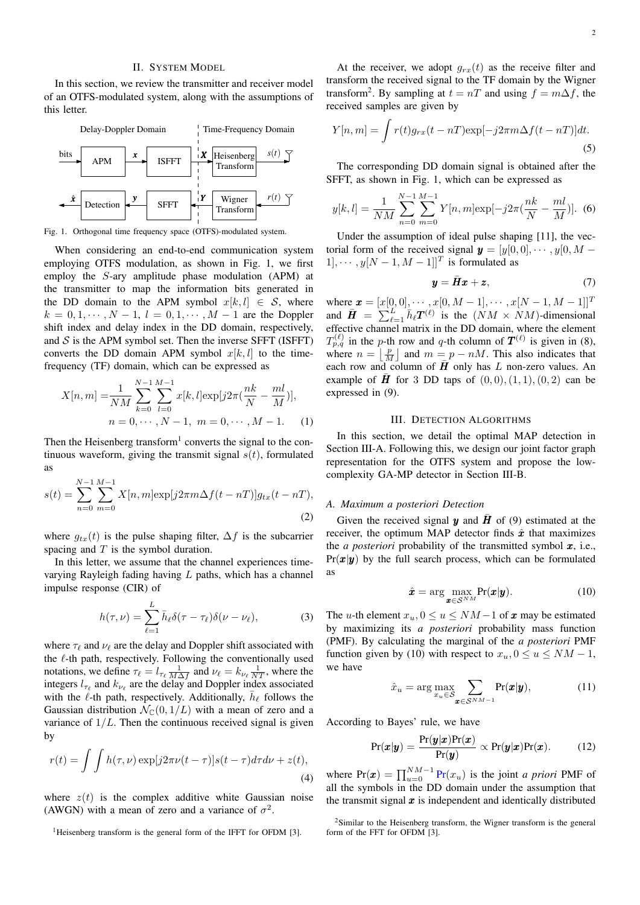## II. System Model

In this section, we review the transmitter and receiver model of an OTFS-modulated system, along with the assumptions of this letter.

Fig. 1. Orthogonal time frequency space (OTFS)-modulated system.

When considering an end-to-end communication system employing OTFS modulation, as shown in Fig. 1, we first employ the $S$-ary amplitude phase modulation (APM) at the transmitter to map the information bits generated in the DD domain to the APM symbol $x[k,l] \in \mathcal{S}$, where $k = 0, 1, \cdots, N-1$, $l = 0, 1, \cdots, M-1$ are the Doppler shift index and delay index in the DD domain, respectively, and $\mathcal{S}$ is the APM symbol set. Then the inverse SFFT (ISFFT) converts the DD domain APM symbol $x[k,l]$ to the time-frequency (TF) domain, which can be expressed as

$$X[n,m] = \frac{1}{NM}\sum_{k=0}^{N-1}\sum_{l=0}^{M-1} x[k,l]\exp[j2\pi(\frac{nk}{N} - \frac{ml}{M})], \quad n = 0, \cdots, N-1,\ m = 0, \cdots, M-1. \tag{1}$$

Then the Heisenberg transform[1] converts the signal to the continuous waveform, giving the transmit signal $s(t)$, formulated as

$$s(t) = \sum_{n=0}^{N-1}\sum_{m=0}^{M-1} X[n,m]\exp[j2\pi m\Delta f(t-nT)]g_{tx}(t-nT), \tag{2}$$

where $g_{tx}(t)$ is the pulse shaping filter, $\Delta f$ is the subcarrier spacing and $T$ is the symbol duration.

In this letter, we assume that the channel experiences time-varying Rayleigh fading having $L$ paths, which has a channel impulse response (CIR) of

$$h(\tau,\nu) = \sum_{\ell=1}^{L} \bar{h}_\ell \delta(\tau - \tau_\ell)\delta(\nu - \nu_\ell), \tag{3}$$

where $\tau_\ell$ and $\nu_\ell$ are the delay and Doppler shift associated with the $\ell$-th path, respectively. Following the conventionally used notations, we define $\tau_\ell = l_{\tau_\ell}\frac{1}{M\Delta f}$ and $\nu_\ell = k_{\nu_\ell}\frac{1}{NT}$, where the integers $l_{\tau_\ell}$ and $k_{\nu_\ell}$ are the delay and Doppler index associated with the $\ell$-th path, respectively. Additionally, $\bar{h}_\ell$ follows the Gaussian distribution $\mathcal{N}_{\mathbb{C}}(0, 1/L)$ with a mean of zero and a variance of $1/L$. Then the continuous received signal is given by

$$r(t) = \int\int h(\tau,\nu)\exp[j2\pi\nu(t-\tau)]s(t-\tau)d\tau d\nu + z(t), \tag{4}$$

where $z(t)$ is the complex additive white Gaussian noise (AWGN) with a mean of zero and a variance of $\sigma^2$.

[1]Heisenberg transform is the general form of the IFFT for OFDM [3].

At the receiver, we adopt $g_{rx}(t)$ as the receive filter and transform the received signal to the TF domain by the Wigner transform[2]. By sampling at $t = nT$ and using $f = m\Delta f$, the received samples are given by

$$Y[n,m] = \int r(t)g_{rx}(t-nT)\exp[-j2\pi m\Delta f(t-nT)]dt. \tag{5}$$

The corresponding DD domain signal is obtained after the SFFT, as shown in Fig. 1, which can be expressed as

$$y[k,l] = \frac{1}{NM}\sum_{n=0}^{N-1}\sum_{m=0}^{M-1} Y[n,m]\exp[-j2\pi(\frac{nk}{N} - \frac{ml}{M})]. \tag{6}$$

Under the assumption of ideal pulse shaping [11], the vectorial form of the received signal $\boldsymbol{y} = [y[0,0], \cdots, y[0,M-1], \cdots, y[N-1,M-1]]^T$ is formulated as

$$\boldsymbol{y} = \bar{\boldsymbol{H}}\boldsymbol{x} + \boldsymbol{z}, \tag{7}$$

where $\boldsymbol{x} = [x[0,0], \cdots, x[0,M-1], \cdots, x[N-1,M-1]]^T$ and $\bar{\boldsymbol{H}} = \sum_{\ell=1}^{L}\bar{h}_\ell \boldsymbol{T}^{(\ell)}$ is the $(NM \times NM)$-dimensional effective channel matrix in the DD domain, where the element $T_{p,q}^{(\ell)}$ in the $p$-th row and $q$-th column of $\boldsymbol{T}^{(\ell)}$ is given in (8), where $n = \left\lfloor \frac{p}{M} \right\rfloor$ and $m = p - nM$. This also indicates that each row and column of $\bar{\boldsymbol{H}}$ only has $L$ non-zero values. An example of $\bar{\boldsymbol{H}}$ for 3 DD taps of $(0,0), (1,1), (0,2)$ can be expressed in (9).

## III. Detection Algorithms

In this section, we detail the optimal MAP detection in Section III-A. Following this, we design our joint factor graph representation for the OTFS system and propose the low-complexity GA-MP detector in Section III-B.

### A. Maximum a posteriori Detection

Given the received signal $\boldsymbol{y}$ and $\bar{\boldsymbol{H}}$ of (9) estimated at the receiver, the optimum MAP detector finds $\hat{\boldsymbol{x}}$ that maximizes the *a posteriori* probability of the transmitted symbol $\boldsymbol{x}$, i.e., $\Pr(\boldsymbol{x}|\boldsymbol{y})$ by the full search process, which can be formulated as

$$\hat{\boldsymbol{x}} = \arg\max_{\boldsymbol{x}\in\mathcal{S}^{NM}} \Pr(\boldsymbol{x}|\boldsymbol{y}). \tag{10}$$

The $u$-th element $x_u, 0 \le u \le NM-1$ of $\boldsymbol{x}$ may be estimated by maximizing its *a posteriori* probability mass function (PMF). By calculating the marginal of the *a posteriori* PMF function given by (10) with respect to $x_u, 0 \le u \le NM-1$, we have

$$\hat{x}_u = \arg\max_{x_u\in\mathcal{S}} \sum_{\boldsymbol{x}\in\mathcal{S}^{NM-1}} \Pr(\boldsymbol{x}|\boldsymbol{y}), \tag{11}$$

According to Bayes' rule, we have

$$\Pr(\boldsymbol{x}|\boldsymbol{y}) = \frac{\Pr(\boldsymbol{y}|\boldsymbol{x})\Pr(\boldsymbol{x})}{\Pr(\boldsymbol{y})} \propto \Pr(\boldsymbol{y}|\boldsymbol{x})\Pr(\boldsymbol{x}). \tag{12}$$

where $\Pr(\boldsymbol{x}) = \prod_{u=0}^{NM-1}\Pr(x_u)$ is the joint *a priori* PMF of all the symbols in the DD domain under the assumption that the transmit signal $\boldsymbol{x}$ is independent and identically distributed

[2]Similar to the Heisenberg transform, the Wigner transform is the general form of the FFT for OFDM [3].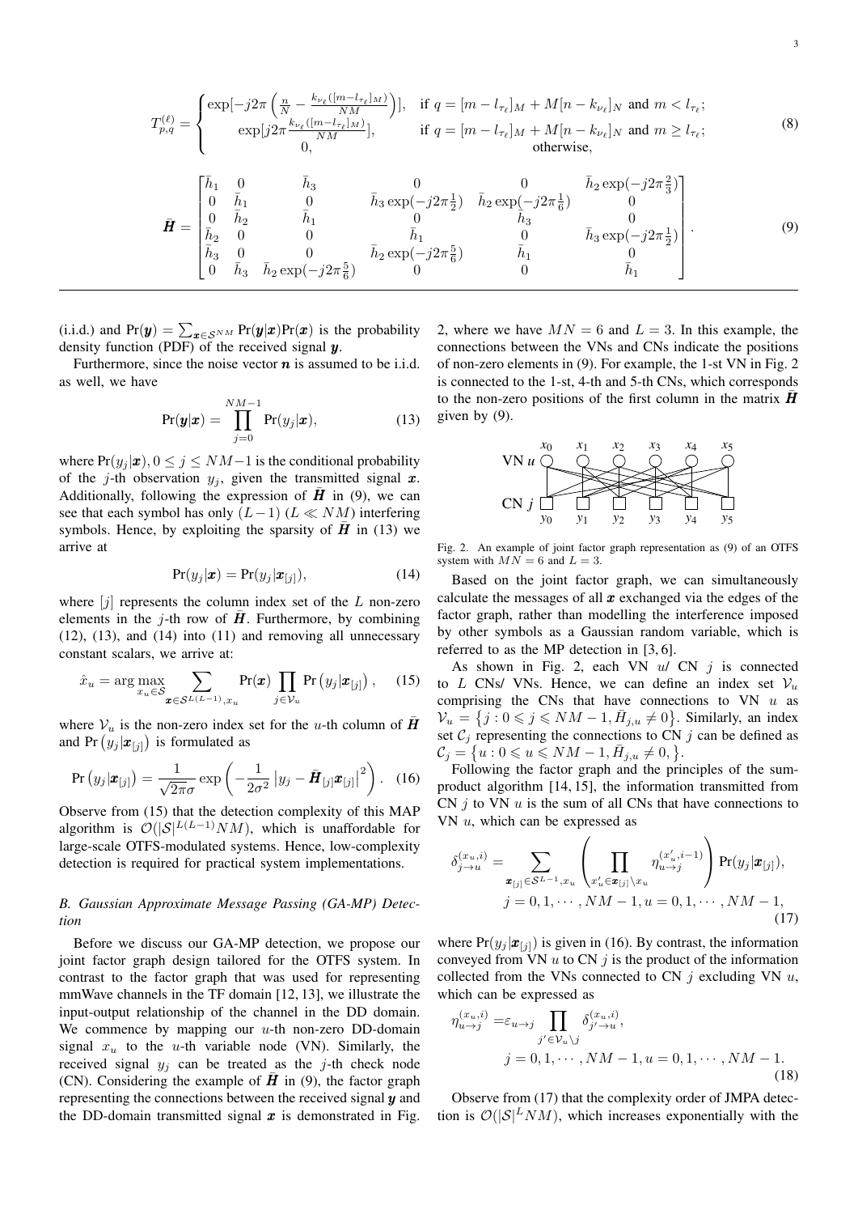$$T_{p,q}^{(\ell)} = \begin{cases} \exp[-j2\pi\left(\frac{n}{N} - \frac{k_{\nu_\ell}([m-l_{\tau_\ell}]_M)}{NM}\right)], & \text{if } q = [m-l_{\tau_\ell}]_M + M[n-k_{\nu_\ell}]_N \text{ and } m < l_{\tau_\ell}; \\ \exp[j2\pi\frac{k_{\nu_\ell}([m-l_{\tau_\ell}]_M)}{NM}], & \text{if } q = [m-l_{\tau_\ell}]_M + M[n-k_{\nu_\ell}]_N \text{ and } m \geq l_{\tau_\ell}; \\ 0, & \text{otherwise,} \end{cases} \tag{8}$$

$$\bar{\boldsymbol{H}} = \begin{bmatrix} \bar{h}_1 & 0 & \bar{h}_3 & 0 & 0 & \bar{h}_2\exp(-j2\pi\frac{2}{3}) \\ 0 & \bar{h}_1 & 0 & \bar{h}_3\exp(-j2\pi\frac{1}{2}) & \bar{h}_2\exp(-j2\pi\frac{1}{6}) & 0 \\ 0 & \bar{h}_2 & \bar{h}_1 & 0 & \bar{h}_3 & 0 \\ \bar{h}_2 & 0 & 0 & \bar{h}_1 & 0 & \bar{h}_3\exp(-j2\pi\frac{1}{2}) \\ \bar{h}_3 & 0 & 0 & \bar{h}_2\exp(-j2\pi\frac{5}{6}) & \bar{h}_1 & 0 \\ 0 & \bar{h}_3 & \bar{h}_2\exp(-j2\pi\frac{5}{6}) & 0 & 0 & \bar{h}_1 \end{bmatrix}. \tag{9}$$

(i.i.d.) and $\Pr(\boldsymbol{y}) = \sum_{\boldsymbol{x}\in\mathcal{S}^{NM}} \Pr(\boldsymbol{y}|\boldsymbol{x})\Pr(\boldsymbol{x})$ is the probability density function (PDF) of the received signal $\boldsymbol{y}$.

Furthermore, since the noise vector $\boldsymbol{n}$ is assumed to be i.i.d. as well, we have

$$\Pr(\boldsymbol{y}|\boldsymbol{x}) = \prod_{j=0}^{NM-1} \Pr(y_j|\boldsymbol{x}), \tag{13}$$

where $\Pr(y_j|\boldsymbol{x}), 0 \leq j \leq NM-1$ is the conditional probability of the $j$-th observation $y_j$, given the transmitted signal $\boldsymbol{x}$. Additionally, following the expression of $\bar{\boldsymbol{H}}$ in (9), we can see that each symbol has only $(L-1)$ $(L \ll NM)$ interfering symbols. Hence, by exploiting the sparsity of $\bar{\boldsymbol{H}}$ in (13) we arrive at

$$\Pr(y_j|\boldsymbol{x}) = \Pr(y_j|\boldsymbol{x}_{[j]}), \tag{14}$$

where $[j]$ represents the column index set of the $L$ non-zero elements in the $j$-th row of $\bar{\boldsymbol{H}}$. Furthermore, by combining (12), (13), and (14) into (11) and removing all unnecessary constant scalars, we arrive at:

$$\hat{x}_u = \arg\max_{x_u\in\mathcal{S}} \sum_{\boldsymbol{x}\in\mathcal{S}^{L(L-1)},x_u} \Pr(\boldsymbol{x}) \prod_{j\in\mathcal{V}_u} \Pr\left(y_j|\boldsymbol{x}_{[j]}\right), \tag{15}$$

where $\mathcal{V}_u$ is the non-zero index set for the $u$-th column of $\bar{\boldsymbol{H}}$ and $\Pr\left(y_j|\boldsymbol{x}_{[j]}\right)$ is formulated as

$$\Pr\left(y_j|\boldsymbol{x}_{[j]}\right) = \frac{1}{\sqrt{2\pi}\sigma}\exp\left(-\frac{1}{2\sigma^2}\left|y_j - \bar{\boldsymbol{H}}_{[j]}\boldsymbol{x}_{[j]}\right|^2\right). \tag{16}$$

Observe from (15) that the detection complexity of this MAP algorithm is $\mathcal{O}(|\mathcal{S}|^{L(L-1)}NM)$, which is unaffordable for large-scale OTFS-modulated systems. Hence, low-complexity detection is required for practical system implementations.

### B. Gaussian Approximate Message Passing (GA-MP) Detection

Before we discuss our GA-MP detection, we propose our joint factor graph design tailored for the OTFS system. In contrast to the factor graph that was used for representing mmWave channels in the TF domain [12, 13], we illustrate the input-output relationship of the channel in the DD domain. We commence by mapping our $u$-th non-zero DD-domain signal $x_u$ to the $u$-th variable node (VN). Similarly, the received signal $y_j$ can be treated as the $j$-th check node (CN). Considering the example of $\bar{\boldsymbol{H}}$ in (9), the factor graph representing the connections between the received signal $\boldsymbol{y}$ and the DD-domain transmitted signal $\boldsymbol{x}$ is demonstrated in Fig. 2, where we have $MN = 6$ and $L = 3$. In this example, the connections between the VNs and CNs indicate the positions of non-zero elements in (9). For example, the 1-st VN in Fig. 2 is connected to the 1-st, 4-th and 5-th CNs, which corresponds to the non-zero positions of the first column in the matrix $\bar{\boldsymbol{H}}$ given by (9).

Fig. 2. An example of joint factor graph representation as (9) of an OTFS system with $MN = 6$ and $L = 3$.

Based on the joint factor graph, we can simultaneously calculate the messages of all $\boldsymbol{x}$ exchanged via the edges of the factor graph, rather than modelling the interference imposed by other symbols as a Gaussian random variable, which is referred to as the MP detection in [3, 6].

As shown in Fig. 2, each VN $u$/ CN $j$ is connected to $L$ CNs/ VNs. Hence, we can define an index set $\mathcal{V}_u$ comprising the CNs that have connections to VN $u$ as $\mathcal{V}_u = \left\{j : 0 \leqslant j \leqslant NM-1, \bar{H}_{j,u} \neq 0\right\}$. Similarly, an index set $\mathcal{C}_j$ representing the connections to CN $j$ can be defined as $\mathcal{C}_j = \left\{u : 0 \leqslant u \leqslant NM-1, \bar{H}_{j,u} \neq 0,\right\}$.

Following the factor graph and the principles of the sum-product algorithm [14, 15], the information transmitted from CN $j$ to VN $u$ is the sum of all CNs that have connections to VN $u$, which can be expressed as

$$\begin{aligned} \delta_{j\to u}^{(x_u,i)} = &\sum_{\boldsymbol{x}_{[j]}\in\mathcal{S}^{L-1},x_u} \left(\prod_{x'_u\in\boldsymbol{x}_{[j]}\setminus x_u} \eta_{u\to j}^{(x'_u,i-1)}\right)\Pr(y_j|\boldsymbol{x}_{[j]}), \\ &j = 0,1,\cdots,NM-1, u = 0,1,\cdots,NM-1, \end{aligned} \tag{17}$$

where $\Pr(y_j|\boldsymbol{x}_{[j]})$ is given in (16). By contrast, the information conveyed from VN $u$ to CN $j$ is the product of the information collected from the VNs connected to CN $j$ excluding VN $u$, which can be expressed as

$$\begin{aligned} \eta_{u\to j}^{(x_u,i)} = &\varepsilon_{u\to j} \prod_{j'\in\mathcal{V}_u\setminus j} \delta_{j'\to u}^{(x_u,i)}, \\ &j = 0,1,\cdots,NM-1, u = 0,1,\cdots,NM-1. \end{aligned} \tag{18}$$

Observe from (17) that the complexity order of JMPA detection is $\mathcal{O}(|\mathcal{S}|^L NM)$, which increases exponentially with the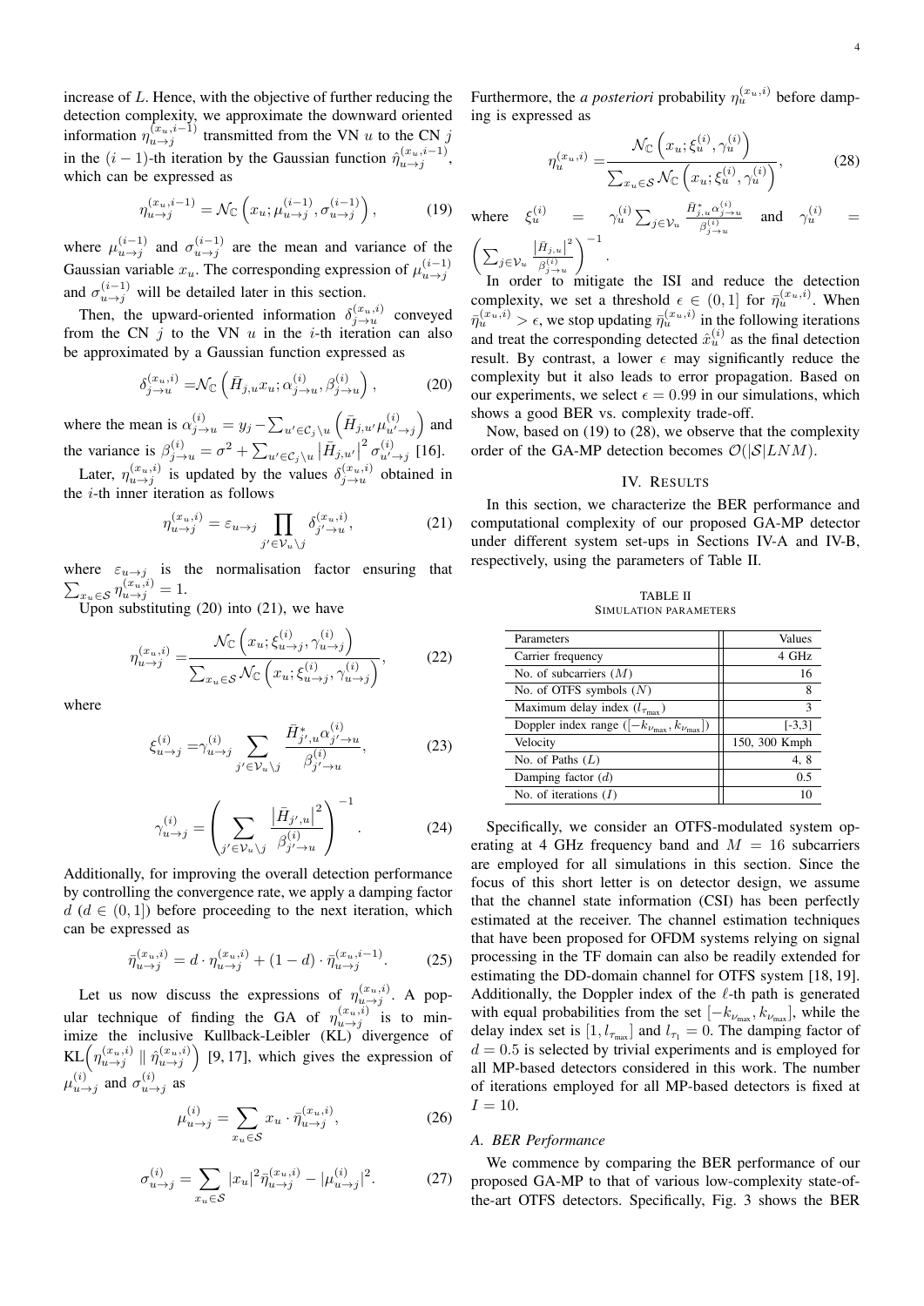increase of $L$. Hence, with the objective of further reducing the detection complexity, we approximate the downward oriented information $\eta_{u\to j}^{(x_u,i-1)}$ transmitted from the VN $u$ to the CN $j$ in the $(i-1)$-th iteration by the Gaussian function $\hat{\eta}_{u\to j}^{(x_u,i-1)}$, which can be expressed as

$$\eta_{u\to j}^{(x_u,i-1)} = \mathcal{N}_{\mathbb{C}}\left(x_u; \mu_{u\to j}^{(i-1)}, \sigma_{u\to j}^{(i-1)}\right), \tag{19}$$

where $\mu_{u\to j}^{(i-1)}$ and $\sigma_{u\to j}^{(i-1)}$ are the mean and variance of the Gaussian variable $x_u$. The corresponding expression of $\mu_{u\to j}^{(i-1)}$ and $\sigma_{u\to j}^{(i-1)}$ will be detailed later in this section.

Then, the upward-oriented information $\delta_{j\to u}^{(x_u,i)}$ conveyed from the CN $j$ to the VN $u$ in the $i$-th iteration can also be approximated by a Gaussian function expressed as

$$\delta_{j\to u}^{(x_u,i)} = \mathcal{N}_{\mathbb{C}}\left(\bar{H}_{j,u}x_u; \alpha_{j\to u}^{(i)}, \beta_{j\to u}^{(i)}\right), \tag{20}$$

where the mean is $\alpha_{j\to u}^{(i)} = y_j - \sum_{u'\in\mathcal{C}_j\setminus u}\left(\bar{H}_{j,u'}\mu_{u'\to j}^{(i)}\right)$ and the variance is $\beta_{j\to u}^{(i)} = \sigma^2 + \sum_{u'\in\mathcal{C}_j\setminus u}\left|\bar{H}_{j,u'}\right|^2\sigma_{u'\to j}^{(i)}$ [16].

Later, $\eta_{u\to j}^{(x_u,i)}$ is updated by the values $\delta_{j\to u}^{(x_u,i)}$ obtained in the $i$-th inner iteration as follows

$$\eta_{u\to j}^{(x_u,i)} = \varepsilon_{u\to j}\prod_{j'\in\mathcal{V}_u\setminus j}\delta_{j'\to u}^{(x_u,i)}, \tag{21}$$

where $\varepsilon_{u\to j}$ is the normalisation factor ensuring that $\sum_{x_u\in\mathcal{S}}\eta_{u\to j}^{(x_u,i)} = 1$.

Upon substituting (20) into (21), we have

$$\eta_{u\to j}^{(x_u,i)} = \frac{\mathcal{N}_{\mathbb{C}}\left(x_u; \xi_{u\to j}^{(i)}, \gamma_{u\to j}^{(i)}\right)}{\sum_{x_u\in\mathcal{S}}\mathcal{N}_{\mathbb{C}}\left(x_u; \xi_{u\to j}^{(i)}, \gamma_{u\to j}^{(i)}\right)}, \tag{22}$$

where

$$\xi_{u\to j}^{(i)} = \gamma_{u\to j}^{(i)}\sum_{j'\in\mathcal{V}_u\setminus j}\frac{\bar{H}_{j',u}^{*}\alpha_{j'\to u}^{(i)}}{\beta_{j'\to u}^{(i)}}, \tag{23}$$

$$\gamma_{u\to j}^{(i)} = \left(\sum_{j'\in\mathcal{V}_u\setminus j}\frac{\left|\bar{H}_{j',u}\right|^2}{\beta_{j'\to u}^{(i)}}\right)^{-1}. \tag{24}$$

Additionally, for improving the overall detection performance by controlling the convergence rate, we apply a damping factor $d$ ($d \in (0,1]$) before proceeding to the next iteration, which can be expressed as

$$\bar{\eta}_{u\to j}^{(x_u,i)} = d\cdot\eta_{u\to j}^{(x_u,i)} + (1-d)\cdot\bar{\eta}_{u\to j}^{(x_u,i-1)}. \tag{25}$$

Let us now discuss the expressions of $\eta_{u\to j}^{(x_u,i)}$. A popular technique of finding the GA of $\eta_{u\to j}^{(x_u,i)}$ is to minimize the inclusive Kullback-Leibler (KL) divergence of $\mathrm{KL}\left(\eta_{u\to j}^{(x_u,i)} \parallel \hat{\eta}_{u\to j}^{(x_u,i)}\right)$ [9, 17], which gives the expression of $\mu_{u\to j}^{(i)}$ and $\sigma_{u\to j}^{(i)}$ as

$$\mu_{u\to j}^{(i)} = \sum_{x_u\in\mathcal{S}} x_u\cdot\bar{\eta}_{u\to j}^{(x_u,i)}, \tag{26}$$

$$\sigma_{u\to j}^{(i)} = \sum_{x_u\in\mathcal{S}}|x_u|^2\bar{\eta}_{u\to j}^{(x_u,i)} - |\mu_{u\to j}^{(i)}|^2. \tag{27}$$

Furthermore, the *a posteriori* probability $\eta_u^{(x_u,i)}$ before damping is expressed as

$$\eta_u^{(x_u,i)} = \frac{\mathcal{N}_{\mathbb{C}}\left(x_u; \xi_u^{(i)}, \gamma_u^{(i)}\right)}{\sum_{x_u\in\mathcal{S}}\mathcal{N}_{\mathbb{C}}\left(x_u; \xi_u^{(i)}, \gamma_u^{(i)}\right)}, \tag{28}$$

where $\xi_u^{(i)} = \gamma_u^{(i)}\sum_{j\in\mathcal{V}_u}\frac{\bar{H}_{j,u}^{*}\alpha_{j\to u}^{(i)}}{\beta_{j\to u}^{(i)}}$ and $\gamma_u^{(i)} = \left(\sum_{j\in\mathcal{V}_u}\frac{\left|\bar{H}_{j,u}\right|^2}{\beta_{j\to u}^{(i)}}\right)^{-1}$.

In order to mitigate the ISI and reduce the detection complexity, we set a threshold $\epsilon \in (0,1]$ for $\bar{\eta}_u^{(x_u,i)}$. When $\bar{\eta}_u^{(x_u,i)} > \epsilon$, we stop updating $\bar{\eta}_u^{(x_u,i)}$ in the following iterations and treat the corresponding detected $\hat{x}_u^{(i)}$ as the final detection result. By contrast, a lower $\epsilon$ may significantly reduce the complexity but it also leads to error propagation. Based on our experiments, we select $\epsilon = 0.99$ in our simulations, which shows a good BER vs. complexity trade-off.

Now, based on (19) to (28), we observe that the complexity order of the GA-MP detection becomes $\mathcal{O}(|\mathcal{S}|LNM)$.

## IV. Results

In this section, we characterize the BER performance and computational complexity of our proposed GA-MP detector under different system set-ups in Sections IV-A and IV-B, respectively, using the parameters of Table II.

TABLE II
SIMULATION PARAMETERS

| Parameters | Values |
|---|---|
| Carrier frequency | 4 GHz |
| No. of subcarriers ($M$) | 16 |
| No. of OTFS symbols ($N$) | 8 |
| Maximum delay index ($l_{\tau_{\max}}$) | 3 |
| Doppler index range ($[-k_{\nu_{\max}}, k_{\nu_{\max}}]$) | [-3,3] |
| Velocity | 150, 300 Kmph |
| No. of Paths ($L$) | 4, 8 |
| Damping factor ($d$) | 0.5 |
| No. of iterations ($I$) | 10 |

Specifically, we consider an OTFS-modulated system operating at 4 GHz frequency band and $M = 16$ subcarriers are employed for all simulations in this section. Since the focus of this short letter is on detector design, we assume that the channel state information (CSI) has been perfectly estimated at the receiver. The channel estimation techniques that have been proposed for OFDM systems relying on signal processing in the TF domain can also be readily extended for estimating the DD-domain channel for OTFS system [18, 19]. Additionally, the Doppler index of the $\ell$-th path is generated with equal probabilities from the set $[-k_{\nu_{\max}}, k_{\nu_{\max}}]$, while the delay index set is $[1, l_{\tau_{\max}}]$ and $l_{\tau_1} = 0$. The damping factor of $d = 0.5$ is selected by trivial experiments and is employed for all MP-based detectors considered in this work. The number of iterations employed for all MP-based detectors is fixed at $I = 10$.

### A. BER Performance

We commence by comparing the BER performance of our proposed GA-MP to that of various low-complexity state-of-the-art OTFS detectors. Specifically, Fig. 3 shows the BER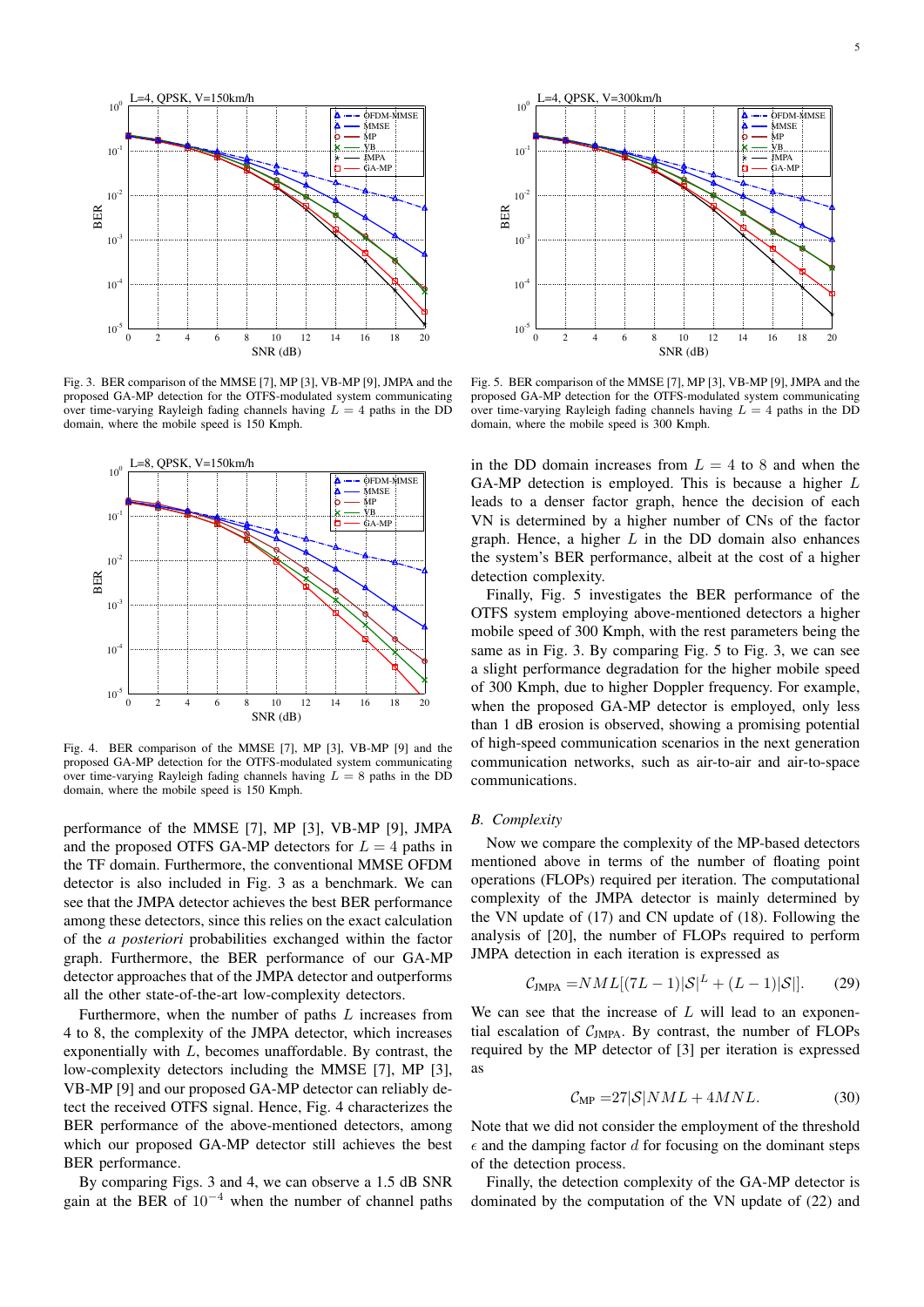Fig. 3. BER comparison of the MMSE [7], MP [3], VB-MP [9], JMPA and the proposed GA-MP detection for the OTFS-modulated system communicating over time-varying Rayleigh fading channels having $L = 4$ paths in the DD domain, where the mobile speed is 150 Kmph.

Fig. 4. BER comparison of the MMSE [7], MP [3], VB-MP [9] and the proposed GA-MP detection for the OTFS-modulated system communicating over time-varying Rayleigh fading channels having $L = 8$ paths in the DD domain, where the mobile speed is 150 Kmph.

performance of the MMSE [7], MP [3], VB-MP [9], JMPA and the proposed OTFS GA-MP detectors for $L = 4$ paths in the TF domain. Furthermore, the conventional MMSE OFDM detector is also included in Fig. 3 as a benchmark. We can see that the JMPA detector achieves the best BER performance among these detectors, since this relies on the exact calculation of the *a posteriori* probabilities exchanged within the factor graph. Furthermore, the BER performance of our GA-MP detector approaches that of the JMPA detector and outperforms all the other state-of-the-art low-complexity detectors.

Furthermore, when the number of paths $L$ increases from 4 to 8, the complexity of the JMPA detector, which increases exponentially with $L$, becomes unaffordable. By contrast, the low-complexity detectors including the MMSE [7], MP [3], VB-MP [9] and our proposed GA-MP detector can reliably detect the received OTFS signal. Hence, Fig. 4 characterizes the BER performance of the above-mentioned detectors, among which our proposed GA-MP detector still achieves the best BER performance.

By comparing Figs. 3 and 4, we can observe a 1.5 dB SNR gain at the BER of $10^{-4}$ when the number of channel paths in the DD domain increases from $L = 4$ to 8 and when the GA-MP detection is employed. This is because a higher $L$ leads to a denser factor graph, hence the decision of each VN is determined by a higher number of CNs of the factor graph. Hence, a higher $L$ in the DD domain also enhances the system's BER performance, albeit at the cost of a higher detection complexity.

Finally, Fig. 5 investigates the BER performance of the OTFS system employing above-mentioned detectors a higher mobile speed of 300 Kmph, with the rest parameters being the same as in Fig. 3. By comparing Fig. 5 to Fig. 3, we can see a slight performance degradation for the higher mobile speed of 300 Kmph, due to higher Doppler frequency. For example, when the proposed GA-MP detector is employed, only less than 1 dB erosion is observed, showing a promising potential of high-speed communication scenarios in the next generation communication networks, such as air-to-air and air-to-space communications.

Fig. 5. BER comparison of the MMSE [7], MP [3], VB-MP [9], JMPA and the proposed GA-MP detection for the OTFS-modulated system communicating over time-varying Rayleigh fading channels having $L = 4$ paths in the DD domain, where the mobile speed is 300 Kmph.

## *B. Complexity*

Now we compare the complexity of the MP-based detectors mentioned above in terms of the number of floating point operations (FLOPs) required per iteration. The computational complexity of the JMPA detector is mainly determined by the VN update of (17) and CN update of (18). Following the analysis of [20], the number of FLOPs required to perform JMPA detection in each iteration is expressed as

$$\mathcal{C}_{\text{JMPA}} = NML[(7L-1)|\mathcal{S}|^L + (L-1)|\mathcal{S}|]. \tag{29}$$

We can see that the increase of $L$ will lead to an exponential escalation of $\mathcal{C}_{\text{JMPA}}$. By contrast, the number of FLOPs required by the MP detector of [3] per iteration is expressed as

$$\mathcal{C}_{\text{MP}} = 27|\mathcal{S}|NML + 4MNL. \tag{30}$$

Note that we did not consider the employment of the threshold $\epsilon$ and the damping factor $d$ for focusing on the dominant steps of the detection process.

Finally, the detection complexity of the GA-MP detector is dominated by the computation of the VN update of (22) and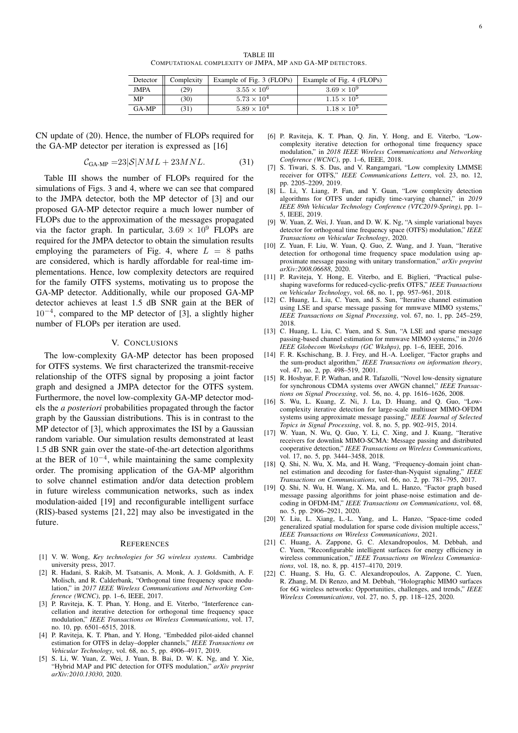TABLE III

COMPUTATIONAL COMPLEXITY OF JMPA, MP AND GA-MP DETECTORS.

| Detector | Complexity | Example of Fig. 3 (FLOPs) | Example of Fig. 4 (FLOPs) |
|---|---|---|---|
| JMPA | (29) | $3.55 \times 10^6$ | $3.69 \times 10^9$ |
| MP | (30) | $5.73 \times 10^4$ | $1.15 \times 10^5$ |
| GA-MP | (31) | $5.89 \times 10^4$ | $1.18 \times 10^5$ |

CN update of (20). Hence, the number of FLOPs required for the GA-MP detector per iteration is expressed as [16]

$$\mathcal{C}_{\text{GA-MP}} = 23|\mathcal{S}|NML + 23MNL. \tag{31}$$

Table III shows the number of FLOPs required for the simulations of Figs. 3 and 4, where we can see that compared to the JMPA detector, both the MP detector of [3] and our proposed GA-MP detector require a much lower number of FLOPs due to the approximation of the messages propagated via the factor graph. In particular, $3.69 \times 10^9$ FLOPs are required for the JMPA detector to obtain the simulation results employing the parameters of Fig. 4, where $L = 8$ paths are considered, which is hardly affordable for real-time implementations. Hence, low complexity detectors are required for the family OTFS systems, motivating us to propose the GA-MP detector. Additionally, while our proposed GA-MP detector achieves at least 1.5 dB SNR gain at the BER of $10^{-4}$, compared to the MP detector of [3], a slightly higher number of FLOPs per iteration are used.

## V. CONCLUSIONS

The low-complexity GA-MP detector has been proposed for OTFS systems. We first characterized the transmit-receive relationship of the OTFS signal by proposing a joint factor graph and designed a JMPA detector for the OTFS system. Furthermore, the novel low-complexity GA-MP detector models the *a posteriori* probabilities propagated through the factor graph by the Gaussian distributions. This is in contrast to the MP detector of [3], which approximates the ISI by a Gaussian random variable. Our simulation results demonstrated at least 1.5 dB SNR gain over the state-of-the-art detection algorithms at the BER of $10^{-4}$, while maintaining the same complexity order. The promising application of the GA-MP algorithm to solve channel estimation and/or data detection problem in future wireless communication networks, such as index modulation-aided [19] and reconfigurable intelligent surface (RIS)-based systems [21, 22] may also be investigated in the future.

## REFERENCES

[1] V. W. Wong, *Key technologies for 5G wireless systems*. Cambridge university press, 2017.

[2] R. Hadani, S. Rakib, M. Tsatsanis, A. Monk, A. J. Goldsmith, A. F. Molisch, and R. Calderbank, "Orthogonal time frequency space modulation," in *2017 IEEE Wireless Communications and Networking Conference (WCNC)*, pp. 1–6, IEEE, 2017.

[3] P. Raviteja, K. T. Phan, Y. Hong, and E. Viterbo, "Interference cancellation and iterative detection for orthogonal time frequency space modulation," *IEEE Transactions on Wireless Communications*, vol. 17, no. 10, pp. 6501–6515, 2018.

[4] P. Raviteja, K. T. Phan, and Y. Hong, "Embedded pilot-aided channel estimation for OTFS in delay–doppler channels," *IEEE Transactions on Vehicular Technology*, vol. 68, no. 5, pp. 4906–4917, 2019.

[5] S. Li, W. Yuan, Z. Wei, J. Yuan, B. Bai, D. W. K. Ng, and Y. Xie, "Hybrid MAP and PIC detection for OTFS modulation," *arXiv preprint arXiv:2010.13030*, 2020.

[6] P. Raviteja, K. T. Phan, Q. Jin, Y. Hong, and E. Viterbo, "Low-complexity iterative detection for orthogonal time frequency space modulation," in *2018 IEEE Wireless Communications and Networking Conference (WCNC)*, pp. 1–6, IEEE, 2018.

[7] S. Tiwari, S. S. Das, and V. Rangamgari, "Low complexity LMMSE receiver for OTFS," *IEEE Communications Letters*, vol. 23, no. 12, pp. 2205–2209, 2019.

[8] L. Li, Y. Liang, P. Fan, and Y. Guan, "Low complexity detection algorithms for OTFS under rapidly time-varying channel," in *2019 IEEE 89th Vehicular Technology Conference (VTC2019-Spring)*, pp. 1–5, IEEE, 2019.

[9] W. Yuan, Z. Wei, J. Yuan, and D. W. K. Ng, "A simple variational bayes detector for orthogonal time frequency space (OTFS) modulation," *IEEE Transactions on Vehicular Technology*, 2020.

[10] Z. Yuan, F. Liu, W. Yuan, Q. Guo, Z. Wang, and J. Yuan, "Iterative detection for orthogonal time frequency space modulation using approximate message passing with unitary transformation," *arXiv preprint arXiv:2008.06688*, 2020.

[11] P. Raviteja, Y. Hong, E. Viterbo, and E. Biglieri, "Practical pulse-shaping waveforms for reduced-cyclic-prefix OTFS," *IEEE Transactions on Vehicular Technology*, vol. 68, no. 1, pp. 957–961, 2018.

[12] C. Huang, L. Liu, C. Yuen, and S. Sun, "Iterative channel estimation using LSE and sparse message passing for mmwave MIMO systems," *IEEE Transactions on Signal Processing*, vol. 67, no. 1, pp. 245–259, 2018.

[13] C. Huang, L. Liu, C. Yuen, and S. Sun, "A LSE and sparse message passing-based channel estimation for mmwave MIMO systems," in *2016 IEEE Globecom Workshops (GC Wkshps)*, pp. 1–6, IEEE, 2016.

[14] F. R. Kschischang, B. J. Frey, and H.-A. Loeliger, "Factor graphs and the sum-product algorithm," *IEEE Transactions on information theory*, vol. 47, no. 2, pp. 498–519, 2001.

[15] R. Hoshyar, F. P. Wathan, and R. Tafazolli, "Novel low-density signature for synchronous CDMA systems over AWGN channel," *IEEE Transactions on Signal Processing*, vol. 56, no. 4, pp. 1616–1626, 2008.

[16] S. Wu, L. Kuang, Z. Ni, J. Lu, D. Huang, and Q. Guo, "Low-complexity iterative detection for large-scale multiuser MIMO-OFDM systems using approximate message passing," *IEEE Journal of Selected Topics in Signal Processing*, vol. 8, no. 5, pp. 902–915, 2014.

[17] W. Yuan, N. Wu, Q. Guo, Y. Li, C. Xing, and J. Kuang, "Iterative receivers for downlink MIMO-SCMA: Message passing and distributed cooperative detection," *IEEE Transactions on Wireless Communications*, vol. 17, no. 5, pp. 3444–3458, 2018.

[18] Q. Shi, N. Wu, X. Ma, and H. Wang, "Frequency-domain joint channel estimation and decoding for faster-than-Nyquist signaling," *IEEE Transactions on Communications*, vol. 66, no. 2, pp. 781–795, 2017.

[19] Q. Shi, N. Wu, H. Wang, X. Ma, and L. Hanzo, "Factor graph based message passing algorithms for joint phase-noise estimation and decoding in OFDM-IM," *IEEE Transactions on Communications*, vol. 68, no. 5, pp. 2906–2921, 2020.

[20] Y. Liu, L. Xiang, L.-L. Yang, and L. Hanzo, "Space-time coded generalized spatial modulation for sparse code division multiple access," *IEEE Transactions on Wireless Communications*, 2021.

[21] C. Huang, A. Zappone, G. C. Alexandropoulos, M. Debbah, and C. Yuen, "Reconfigurable intelligent surfaces for energy efficiency in wireless communication," *IEEE Transactions on Wireless Communications*, vol. 18, no. 8, pp. 4157–4170, 2019.

[22] C. Huang, S. Hu, G. C. Alexandropoulos, A. Zappone, C. Yuen, R. Zhang, M. Di Renzo, and M. Debbah, "Holographic MIMO surfaces for 6G wireless networks: Opportunities, challenges, and trends," *IEEE Wireless Communications*, vol. 27, no. 5, pp. 118–125, 2020.